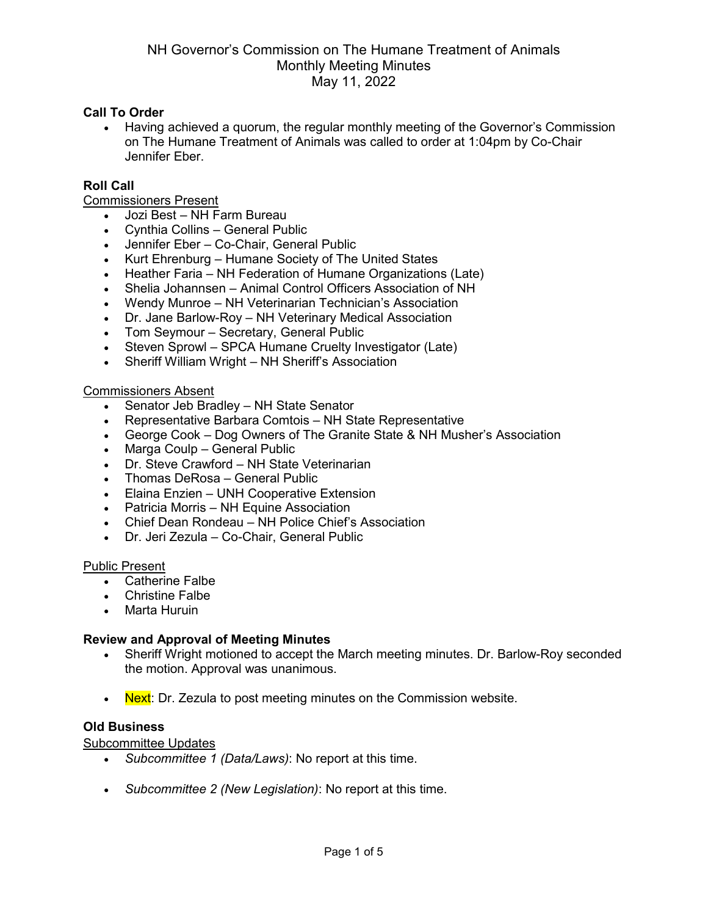# NH Governor's Commission on The Humane Treatment of Animals
## Monthly Meeting Minutes
## May 11, 2022

**Call To Order**

- Having achieved a quorum, the regular monthly meeting of the Governor's Commission on The Humane Treatment of Animals was called to order at 1:04pm by Co-Chair Jennifer Eber.

**Roll Call**

Commissioners Present

- Jozi Best – NH Farm Bureau
- Cynthia Collins – General Public
- Jennifer Eber – Co-Chair, General Public
- Kurt Ehrenburg – Humane Society of The United States
- Heather Faria – NH Federation of Humane Organizations (Late)
- Shelia Johannsen – Animal Control Officers Association of NH
- Wendy Munroe – NH Veterinarian Technician's Association
- Dr. Jane Barlow-Roy – NH Veterinary Medical Association
- Tom Seymour – Secretary, General Public
- Steven Sprowl – SPCA Humane Cruelty Investigator (Late)
- Sheriff William Wright – NH Sheriff's Association

Commissioners Absent

- Senator Jeb Bradley – NH State Senator
- Representative Barbara Comtois – NH State Representative
- George Cook – Dog Owners of The Granite State & NH Musher's Association
- Marga Coulp – General Public
- Dr. Steve Crawford – NH State Veterinarian
- Thomas DeRosa – General Public
- Elaina Enzien – UNH Cooperative Extension
- Patricia Morris – NH Equine Association
- Chief Dean Rondeau – NH Police Chief's Association
- Dr. Jeri Zezula – Co-Chair, General Public

Public Present

- Catherine Falbe
- Christine Falbe
- Marta Huruin

**Review and Approval of Meeting Minutes**

- Sheriff Wright motioned to accept the March meeting minutes. Dr. Barlow-Roy seconded the motion. Approval was unanimous.

- Next: Dr. Zezula to post meeting minutes on the Commission website.

**Old Business**

Subcommittee Updates

- *Subcommittee 1 (Data/Laws)*: No report at this time.

- *Subcommittee 2 (New Legislation)*: No report at this time.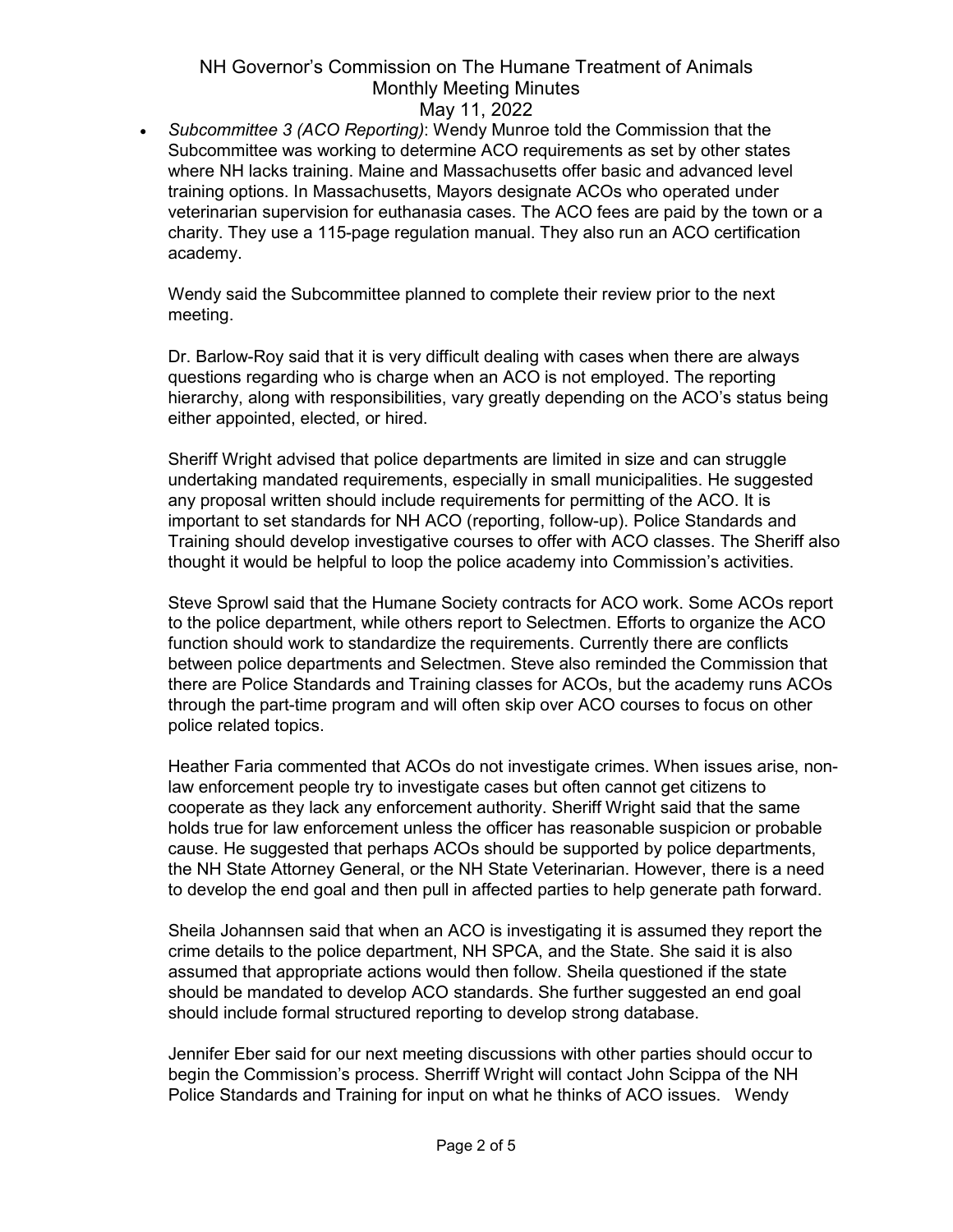- *Subcommittee 3 (ACO Reporting)*: Wendy Munroe told the Commission that the Subcommittee was working to determine ACO requirements as set by other states where NH lacks training. Maine and Massachusetts offer basic and advanced level training options. In Massachusetts, Mayors designate ACOs who operated under veterinarian supervision for euthanasia cases. The ACO fees are paid by the town or a charity. They use a 115-page regulation manual. They also run an ACO certification academy.

  Wendy said the Subcommittee planned to complete their review prior to the next meeting.

  Dr. Barlow-Roy said that it is very difficult dealing with cases when there are always questions regarding who is charge when an ACO is not employed. The reporting hierarchy, along with responsibilities, vary greatly depending on the ACO's status being either appointed, elected, or hired.

  Sheriff Wright advised that police departments are limited in size and can struggle undertaking mandated requirements, especially in small municipalities. He suggested any proposal written should include requirements for permitting of the ACO. It is important to set standards for NH ACO (reporting, follow-up). Police Standards and Training should develop investigative courses to offer with ACO classes. The Sheriff also thought it would be helpful to loop the police academy into Commission's activities.

  Steve Sprowl said that the Humane Society contracts for ACO work. Some ACOs report to the police department, while others report to Selectmen. Efforts to organize the ACO function should work to standardize the requirements. Currently there are conflicts between police departments and Selectmen. Steve also reminded the Commission that there are Police Standards and Training classes for ACOs, but the academy runs ACOs through the part-time program and will often skip over ACO courses to focus on other police related topics.

  Heather Faria commented that ACOs do not investigate crimes. When issues arise, non-law enforcement people try to investigate cases but often cannot get citizens to cooperate as they lack any enforcement authority. Sheriff Wright said that the same holds true for law enforcement unless the officer has reasonable suspicion or probable cause. He suggested that perhaps ACOs should be supported by police departments, the NH State Attorney General, or the NH State Veterinarian. However, there is a need to develop the end goal and then pull in affected parties to help generate path forward.

  Sheila Johannsen said that when an ACO is investigating it is assumed they report the crime details to the police department, NH SPCA, and the State. She said it is also assumed that appropriate actions would then follow. Sheila questioned if the state should be mandated to develop ACO standards. She further suggested an end goal should include formal structured reporting to develop strong database.

  Jennifer Eber said for our next meeting discussions with other parties should occur to begin the Commission's process. Sherriff Wright will contact John Scippa of the NH Police Standards and Training for input on what he thinks of ACO issues. Wendy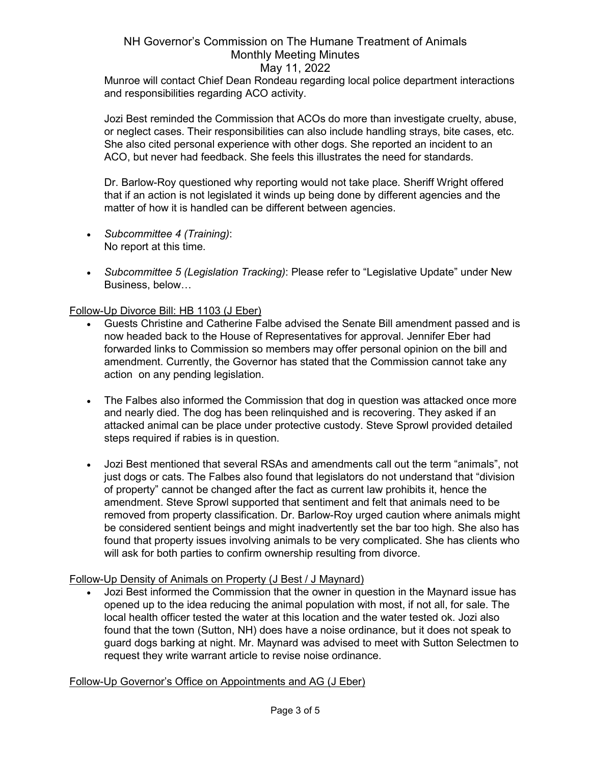Munroe will contact Chief Dean Rondeau regarding local police department interactions and responsibilities regarding ACO activity.

Jozi Best reminded the Commission that ACOs do more than investigate cruelty, abuse, or neglect cases. Their responsibilities can also include handling strays, bite cases, etc. She also cited personal experience with other dogs. She reported an incident to an ACO, but never had feedback. She feels this illustrates the need for standards.

Dr. Barlow-Roy questioned why reporting would not take place. Sheriff Wright offered that if an action is not legislated it winds up being done by different agencies and the matter of how it is handled can be different between agencies.

- *Subcommittee 4 (Training)*:
  No report at this time.

- *Subcommittee 5 (Legislation Tracking)*: Please refer to "Legislative Update" under New Business, below…

Follow-Up Divorce Bill: HB 1103 (J Eber)

- Guests Christine and Catherine Falbe advised the Senate Bill amendment passed and is now headed back to the House of Representatives for approval. Jennifer Eber had forwarded links to Commission so members may offer personal opinion on the bill and amendment. Currently, the Governor has stated that the Commission cannot take any action on any pending legislation.

- The Falbes also informed the Commission that dog in question was attacked once more and nearly died. The dog has been relinquished and is recovering. They asked if an attacked animal can be place under protective custody. Steve Sprowl provided detailed steps required if rabies is in question.

- Jozi Best mentioned that several RSAs and amendments call out the term "animals", not just dogs or cats. The Falbes also found that legislators do not understand that "division of property" cannot be changed after the fact as current law prohibits it, hence the amendment. Steve Sprowl supported that sentiment and felt that animals need to be removed from property classification. Dr. Barlow-Roy urged caution where animals might be considered sentient beings and might inadvertently set the bar too high. She also has found that property issues involving animals to be very complicated. She has clients who will ask for both parties to confirm ownership resulting from divorce.

Follow-Up Density of Animals on Property (J Best / J Maynard)

- Jozi Best informed the Commission that the owner in question in the Maynard issue has opened up to the idea reducing the animal population with most, if not all, for sale. The local health officer tested the water at this location and the water tested ok. Jozi also found that the town (Sutton, NH) does have a noise ordinance, but it does not speak to guard dogs barking at night. Mr. Maynard was advised to meet with Sutton Selectmen to request they write warrant article to revise noise ordinance.

Follow-Up Governor's Office on Appointments and AG (J Eber)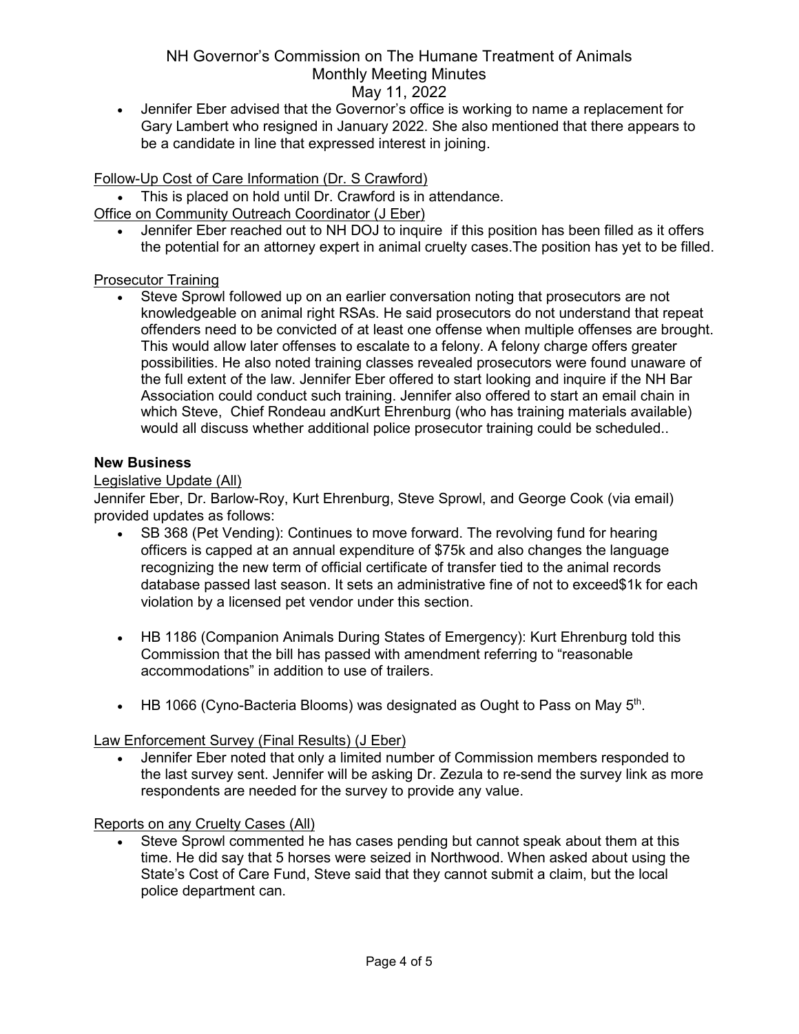- Jennifer Eber advised that the Governor's office is working to name a replacement for Gary Lambert who resigned in January 2022. She also mentioned that there appears to be a candidate in line that expressed interest in joining.

Follow-Up Cost of Care Information (Dr. S Crawford)

- This is placed on hold until Dr. Crawford is in attendance.

Office on Community Outreach Coordinator (J Eber)

- Jennifer Eber reached out to NH DOJ to inquire if this position has been filled as it offers the potential for an attorney expert in animal cruelty cases.The position has yet to be filled.

Prosecutor Training

- Steve Sprowl followed up on an earlier conversation noting that prosecutors are not knowledgeable on animal right RSAs. He said prosecutors do not understand that repeat offenders need to be convicted of at least one offense when multiple offenses are brought. This would allow later offenses to escalate to a felony. A felony charge offers greater possibilities. He also noted training classes revealed prosecutors were found unaware of the full extent of the law. Jennifer Eber offered to start looking and inquire if the NH Bar Association could conduct such training. Jennifer also offered to start an email chain in which Steve, Chief Rondeau andKurt Ehrenburg (who has training materials available) would all discuss whether additional police prosecutor training could be scheduled..

**New Business**

Legislative Update (All)

Jennifer Eber, Dr. Barlow-Roy, Kurt Ehrenburg, Steve Sprowl, and George Cook (via email) provided updates as follows:

- SB 368 (Pet Vending): Continues to move forward. The revolving fund for hearing officers is capped at an annual expenditure of $75k and also changes the language recognizing the new term of official certificate of transfer tied to the animal records database passed last season. It sets an administrative fine of not to exceed$1k for each violation by a licensed pet vendor under this section.

- HB 1186 (Companion Animals During States of Emergency): Kurt Ehrenburg told this Commission that the bill has passed with amendment referring to "reasonable accommodations" in addition to use of trailers.

- HB 1066 (Cyno-Bacteria Blooms) was designated as Ought to Pass on May 5th.

Law Enforcement Survey (Final Results) (J Eber)

- Jennifer Eber noted that only a limited number of Commission members responded to the last survey sent. Jennifer will be asking Dr. Zezula to re-send the survey link as more respondents are needed for the survey to provide any value.

Reports on any Cruelty Cases (All)

- Steve Sprowl commented he has cases pending but cannot speak about them at this time. He did say that 5 horses were seized in Northwood. When asked about using the State's Cost of Care Fund, Steve said that they cannot submit a claim, but the local police department can.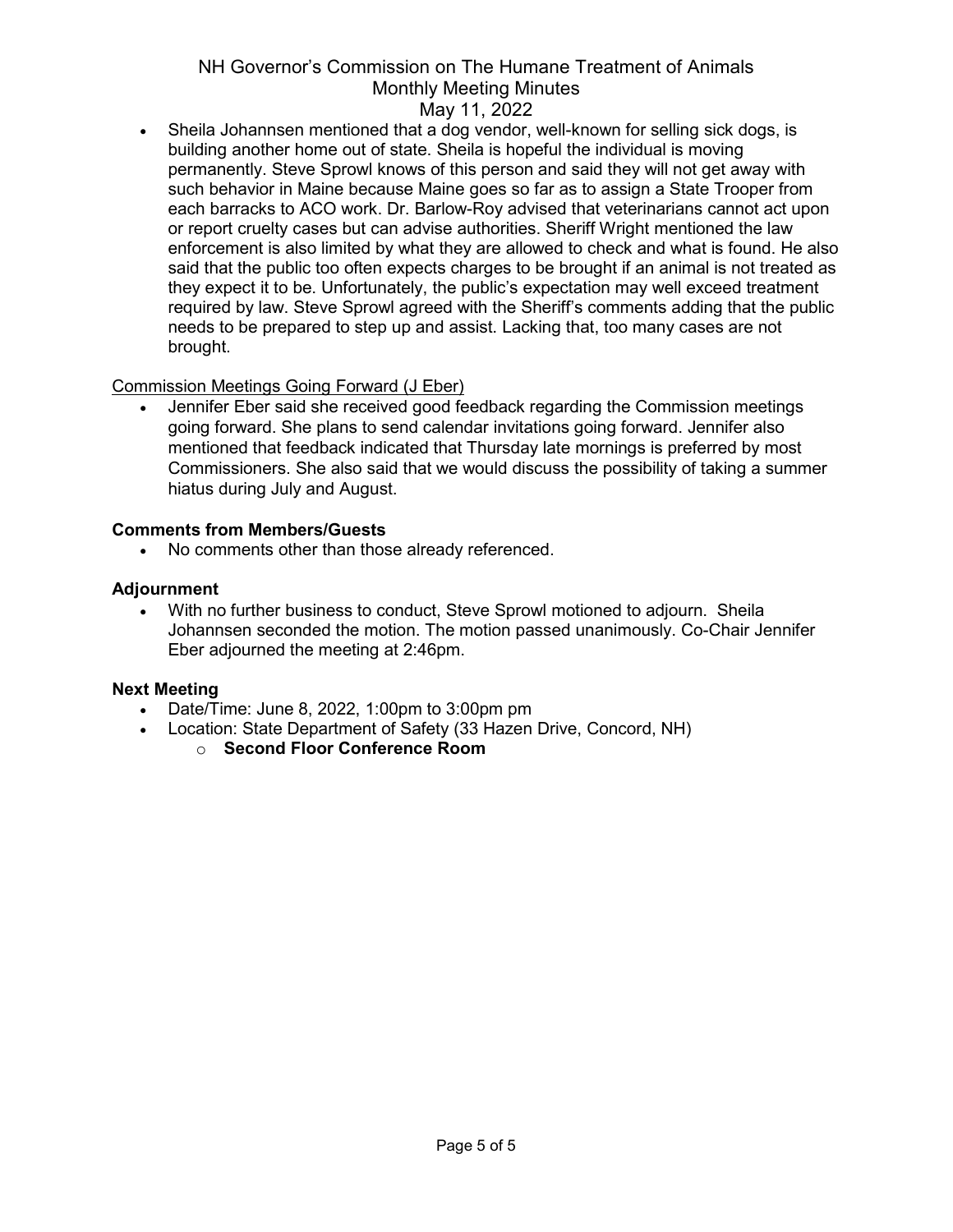- Sheila Johannsen mentioned that a dog vendor, well-known for selling sick dogs, is building another home out of state. Sheila is hopeful the individual is moving permanently. Steve Sprowl knows of this person and said they will not get away with such behavior in Maine because Maine goes so far as to assign a State Trooper from each barracks to ACO work. Dr. Barlow-Roy advised that veterinarians cannot act upon or report cruelty cases but can advise authorities. Sheriff Wright mentioned the law enforcement is also limited by what they are allowed to check and what is found. He also said that the public too often expects charges to be brought if an animal is not treated as they expect it to be. Unfortunately, the public's expectation may well exceed treatment required by law. Steve Sprowl agreed with the Sheriff's comments adding that the public needs to be prepared to step up and assist. Lacking that, too many cases are not brought.

Commission Meetings Going Forward (J Eber)

- Jennifer Eber said she received good feedback regarding the Commission meetings going forward. She plans to send calendar invitations going forward. Jennifer also mentioned that feedback indicated that Thursday late mornings is preferred by most Commissioners. She also said that we would discuss the possibility of taking a summer hiatus during July and August.

**Comments from Members/Guests**

- No comments other than those already referenced.

**Adjournment**

- With no further business to conduct, Steve Sprowl motioned to adjourn. Sheila Johannsen seconded the motion. The motion passed unanimously. Co-Chair Jennifer Eber adjourned the meeting at 2:46pm.

**Next Meeting**

- Date/Time: June 8, 2022, 1:00pm to 3:00pm pm
- Location: State Department of Safety (33 Hazen Drive, Concord, NH)
  - **Second Floor Conference Room**